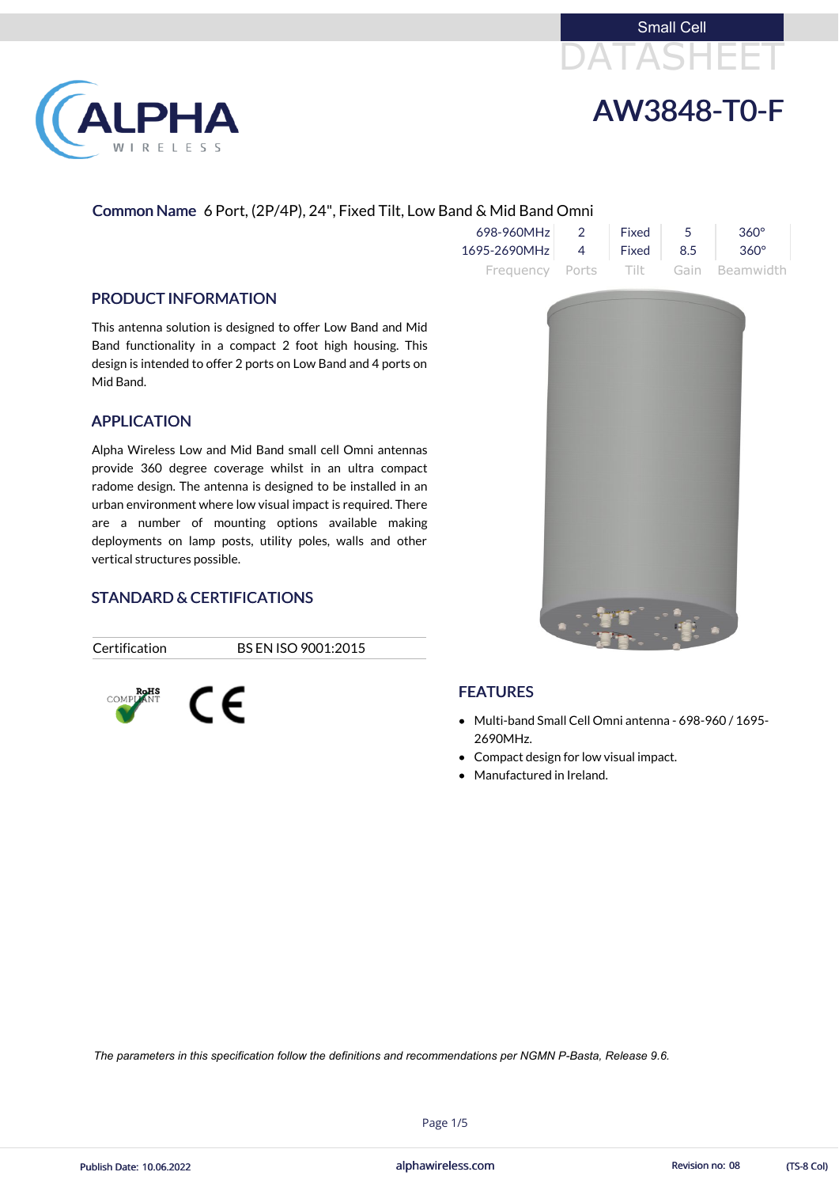Small Cell

DATASHEET

# AW3848-T0-F

**Common Name** 6 Port, (2P/4P), 24", Fixed Tilt, Low Band & Mid Band Omni

| Frequency | Ports | Tilt | Gain | Beamwidth |
|---|---|---|---|---|
| 698-960MHz | 2 | Fixed | 5 | 360° |
| 1695-2690MHz | 4 | Fixed | 8.5 | 360° |

## PRODUCT INFORMATION

This antenna solution is designed to offer Low Band and Mid Band functionality in a compact 2 foot high housing. This design is intended to offer 2 ports on Low Band and 4 ports on Mid Band.

## APPLICATION

Alpha Wireless Low and Mid Band small cell Omni antennas provide 360 degree coverage whilst in an ultra compact radome design. The antenna is designed to be installed in an urban environment where low visual impact is required. There are a number of mounting options available making deployments on lamp posts, utility poles, walls and other vertical structures possible.

## STANDARD & CERTIFICATIONS

| Certification | BS EN ISO 9001:2015 |
|---|---|

RoHS COMPLIANT  CE

## FEATURES

- Multi-band Small Cell Omni antenna - 698-960 / 1695-2690MHz.
- Compact design for low visual impact.
- Manufactured in Ireland.

*The parameters in this specification follow the definitions and recommendations per NGMN P-Basta, Release 9.6.*

Publish Date: 10.06.2022    alphawireless.com    Revision no: 08    (TS-8 Col)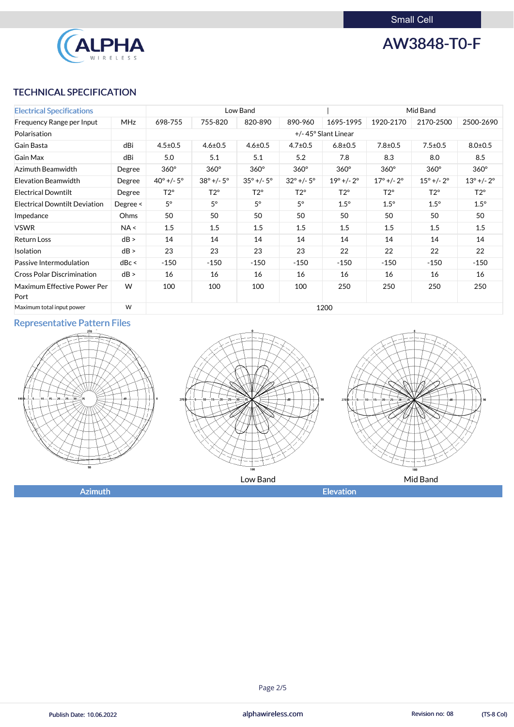Small Cell

# AW3848-T0-F

## TECHNICAL SPECIFICATION

| Electrical Specifications | | Low Band | | | | Mid Band | | | |
|---|---|---|---|---|---|---|---|---|---|
| Frequency Range per Input | MHz | 698-755 | 755-820 | 820-890 | 890-960 | 1695-1995 | 1920-2170 | 2170-2500 | 2500-2690 |
| Polarisation | | +/- 45° Slant Linear | | | | | | | |
| Gain Basta | dBi | 4.5±0.5 | 4.6±0.5 | 4.6±0.5 | 4.7±0.5 | 6.8±0.5 | 7.8±0.5 | 7.5±0.5 | 8.0±0.5 |
| Gain Max | dBi | 5.0 | 5.1 | 5.1 | 5.2 | 7.8 | 8.3 | 8.0 | 8.5 |
| Azimuth Beamwidth | Degree | 360° | 360° | 360° | 360° | 360° | 360° | 360° | 360° |
| Elevation Beamwidth | Degree | 40° +/- 5° | 38° +/- 5° | 35° +/- 5° | 32° +/- 5° | 19° +/- 2° | 17° +/- 2° | 15° +/- 2° | 13° +/- 2° |
| Electrical Downtilt | Degree | T2° | T2° | T2° | T2° | T2° | T2° | T2° | T2° |
| Electrical Downtilt Deviation | Degree < | 5° | 5° | 5° | 5° | 1.5° | 1.5° | 1.5° | 1.5° |
| Impedance | Ohms | 50 | 50 | 50 | 50 | 50 | 50 | 50 | 50 |
| VSWR | NA < | 1.5 | 1.5 | 1.5 | 1.5 | 1.5 | 1.5 | 1.5 | 1.5 |
| Return Loss | dB > | 14 | 14 | 14 | 14 | 14 | 14 | 14 | 14 |
| Isolation | dB > | 23 | 23 | 23 | 23 | 22 | 22 | 22 | 22 |
| Passive Intermodulation | dBc < | -150 | -150 | -150 | -150 | -150 | -150 | -150 | -150 |
| Cross Polar Discrimination | dB > | 16 | 16 | 16 | 16 | 16 | 16 | 16 | 16 |
| Maximum Effective Power Per Port | W | 100 | 100 | 100 | 100 | 250 | 250 | 250 | 250 |
| Maximum total input power | W | 1200 | | | | | | | |

## Representative Pattern Files

Low Band

Mid Band

Azimuth | Elevation

Publish Date: 10.06.2022 | alphawireless.com | Revision no: 08 | (TS-8 Col)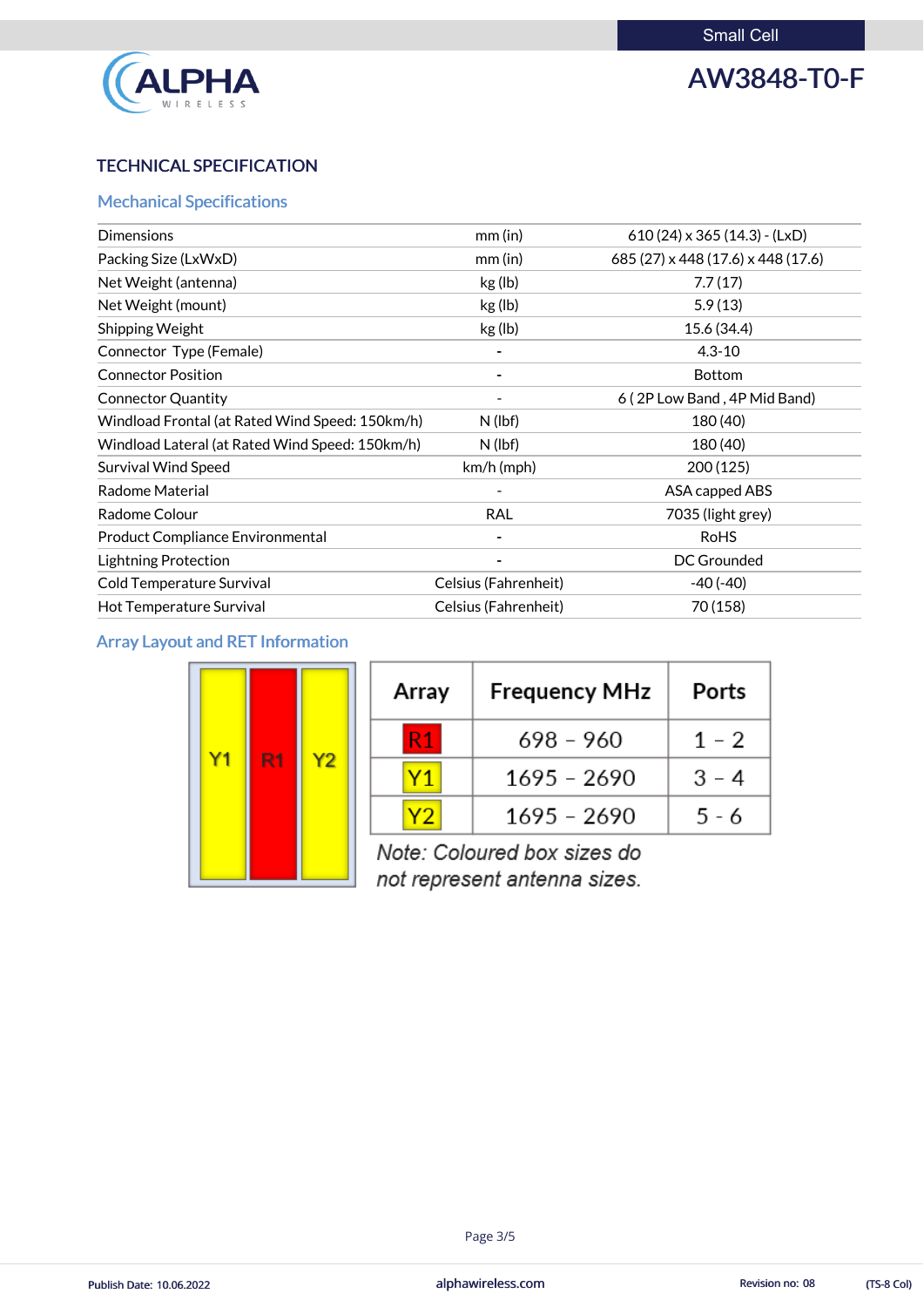Small Cell

# AW3848-T0-F

## TECHNICAL SPECIFICATION

### Mechanical Specifications

| | | |
|---|---|---|
| Dimensions | mm (in) | 610 (24) x 365 (14.3) - (LxD) |
| Packing Size (LxWxD) | mm (in) | 685 (27) x 448 (17.6) x 448 (17.6) |
| Net Weight (antenna) | kg (lb) | 7.7 (17) |
| Net Weight (mount) | kg (lb) | 5.9 (13) |
| Shipping Weight | kg (lb) | 15.6 (34.4) |
| Connector Type (Female) | - | 4.3-10 |
| Connector Position | - | Bottom |
| Connector Quantity | - | 6 ( 2P Low Band , 4P Mid Band) |
| Windload Frontal (at Rated Wind Speed: 150km/h) | N (lbf) | 180 (40) |
| Windload Lateral (at Rated Wind Speed: 150km/h) | N (lbf) | 180 (40) |
| Survival Wind Speed | km/h (mph) | 200 (125) |
| Radome Material | - | ASA capped ABS |
| Radome Colour | RAL | 7035 (light grey) |
| Product Compliance Environmental | - | RoHS |
| Lightning Protection | - | DC Grounded |
| Cold Temperature Survival | Celsius (Fahrenheit) | -40 (-40) |
| Hot Temperature Survival | Celsius (Fahrenheit) | 70 (158) |

### Array Layout and RET Information

Y1 | R1 | Y2

| Array | Frequency MHz | Ports |
|---|---|---|
| R1 | 698 – 960 | 1 – 2 |
| Y1 | 1695 – 2690 | 3 – 4 |
| Y2 | 1695 – 2690 | 5 - 6 |

*Note: Coloured box sizes do not represent antenna sizes.*

Publish Date: 10.06.2022 alphawireless.com Revision no: 08 (TS-8 Col)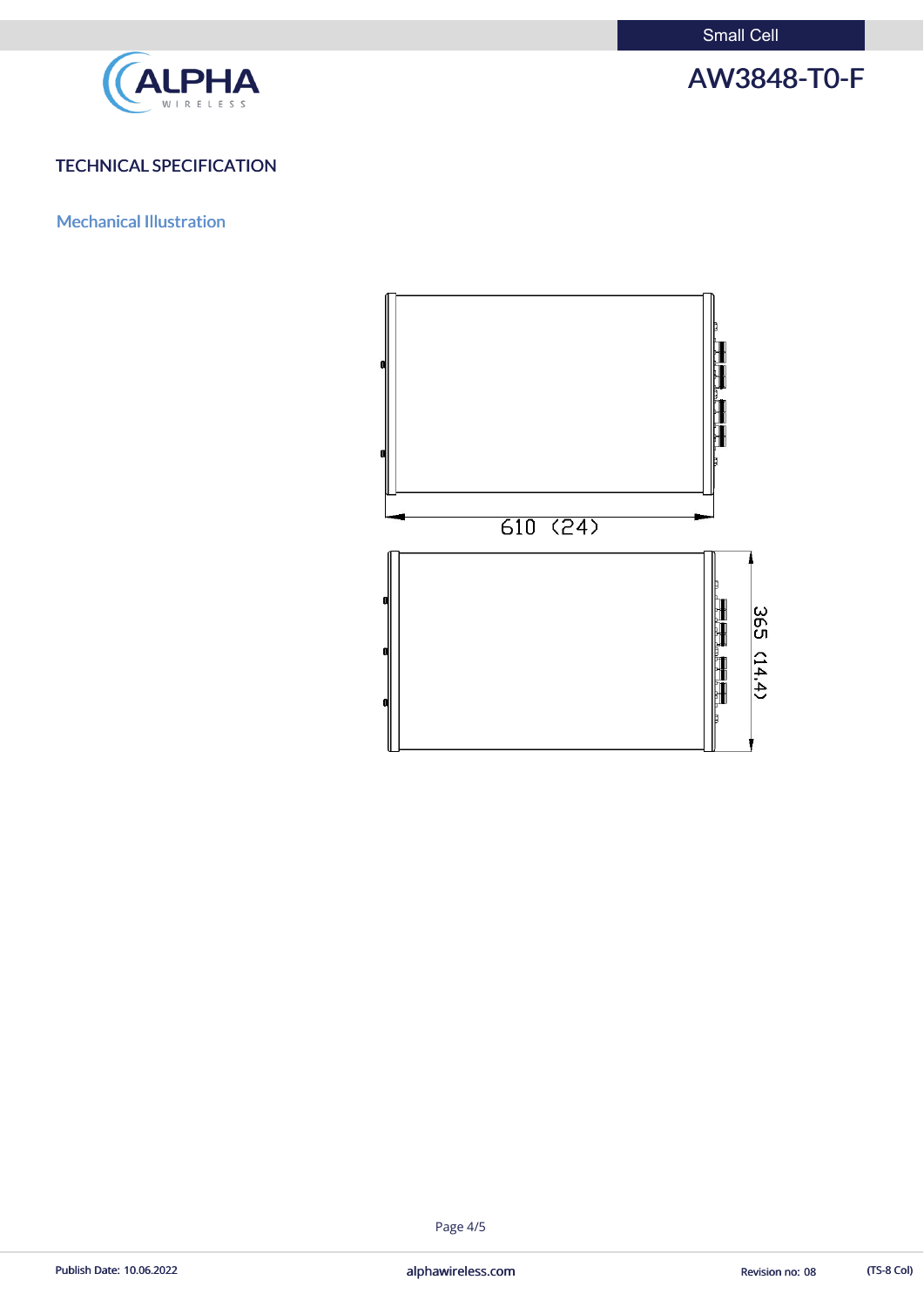# AW3848-T0-F

## TECHNICAL SPECIFICATION

### Mechanical Illustration

610 (24)

365 (14.4)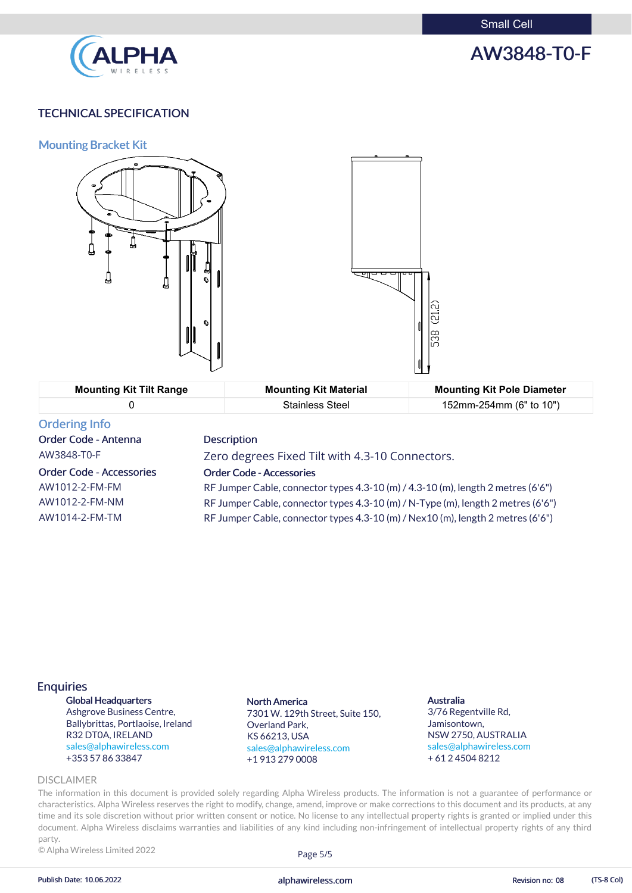## TECHNICAL SPECIFICATION

### Mounting Bracket Kit

538 (21.2)

| Mounting Kit Tilt Range | Mounting Kit Material | Mounting Kit Pole Diameter |
|---|---|---|
| 0 | Stainless Steel | 152mm-254mm (6" to 10") |

### Ordering Info

| Order Code - Antenna | Description |
|---|---|
| AW3848-T0-F | Zero degrees Fixed Tilt with 4.3-10 Connectors. |

| Order Code - Accessories | Order Code - Accessories |
|---|---|
| AW1012-2-FM-FM | RF Jumper Cable, connector types 4.3-10 (m) / 4.3-10 (m), length 2 metres (6'6") |
| AW1012-2-FM-NM | RF Jumper Cable, connector types 4.3-10 (m) / N-Type (m), length 2 metres (6'6") |
| AW1014-2-FM-TM | RF Jumper Cable, connector types 4.3-10 (m) / Nex10 (m), length 2 metres (6'6") |

### Enquiries

**Global Headquarters**
Ashgrove Business Centre,
Ballybrittas, Portlaoise, Ireland
R32 DT0A, IRELAND
sales@alphawireless.com
+353 57 86 33847

**North America**
7301 W. 129th Street, Suite 150,
Overland Park,
KS 66213, USA
sales@alphawireless.com
+1 913 279 0008

**Australia**
3/76 Regentville Rd,
Jamisontown,
NSW 2750, AUSTRALIA
sales@alphawireless.com
+ 61 2 4504 8212

DISCLAIMER

The information in this document is provided solely regarding Alpha Wireless products. The information is not a guarantee of performance or characteristics. Alpha Wireless reserves the right to modify, change, amend, improve or make corrections to this document and its products, at any time and its sole discretion without prior written consent or notice. No license to any intellectual property rights is granted or implied under this document. Alpha Wireless disclaims warranties and liabilities of any kind including non-infringement of intellectual property rights of any third party.

© Alpha Wireless Limited 2022

Publish Date: 10.06.2022 | alphawireless.com | Revision no: 08 | (TS-8 Col)